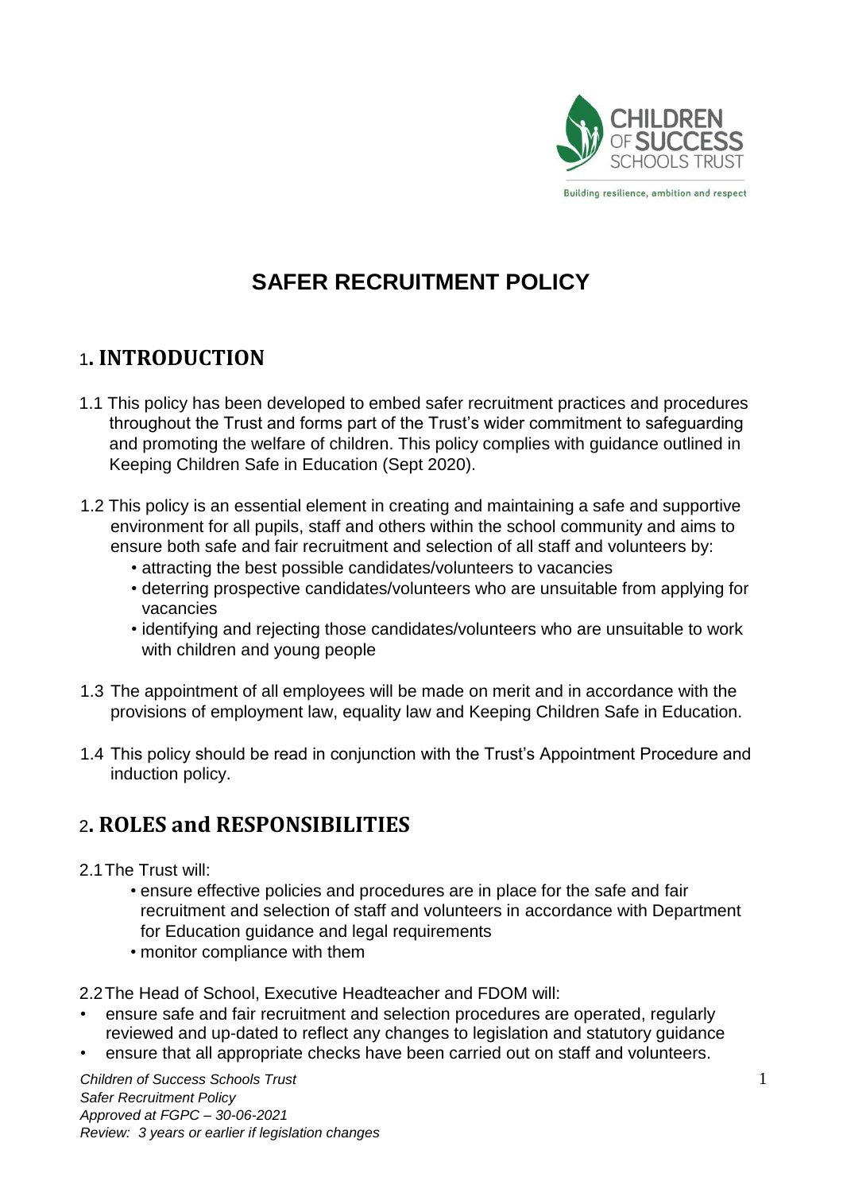# SAFER RECRUITMENT POLICY

## 1. INTRODUCTION

1.1 This policy has been developed to embed safer recruitment practices and procedures throughout the Trust and forms part of the Trust's wider commitment to safeguarding and promoting the welfare of children. This policy complies with guidance outlined in Keeping Children Safe in Education (Sept 2020).

1.2 This policy is an essential element in creating and maintaining a safe and supportive environment for all pupils, staff and others within the school community and aims to ensure both safe and fair recruitment and selection of all staff and volunteers by:

- attracting the best possible candidates/volunteers to vacancies
- deterring prospective candidates/volunteers who are unsuitable from applying for vacancies
- identifying and rejecting those candidates/volunteers who are unsuitable to work with children and young people

1.3 The appointment of all employees will be made on merit and in accordance with the provisions of employment law, equality law and Keeping Children Safe in Education.

1.4 This policy should be read in conjunction with the Trust's Appointment Procedure and induction policy.

## 2. ROLES and RESPONSIBILITIES

2.1 The Trust will:

- ensure effective policies and procedures are in place for the safe and fair recruitment and selection of staff and volunteers in accordance with Department for Education guidance and legal requirements
- monitor compliance with them

2.2 The Head of School, Executive Headteacher and FDOM will:

- ensure safe and fair recruitment and selection procedures are operated, regularly reviewed and up-dated to reflect any changes to legislation and statutory guidance
- ensure that all appropriate checks have been carried out on staff and volunteers.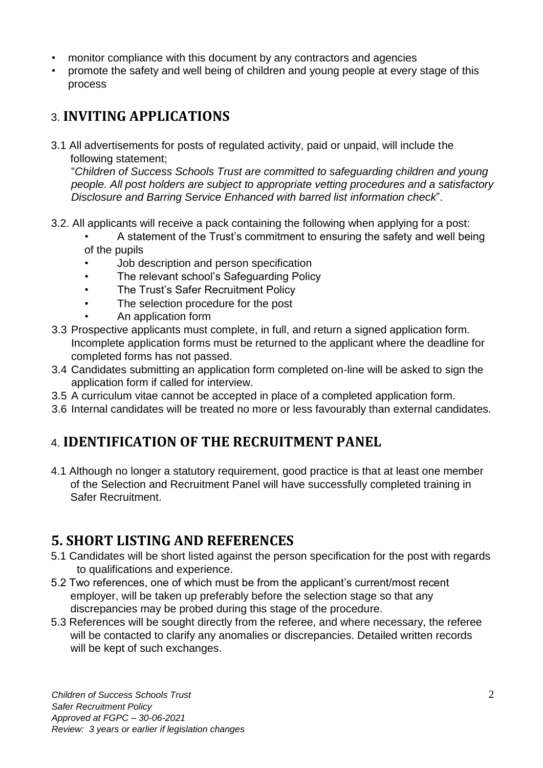- monitor compliance with this document by any contractors and agencies
- promote the safety and well being of children and young people at every stage of this process

## 3. INVITING APPLICATIONS

3.1 All advertisements for posts of regulated activity, paid or unpaid, will include the following statement;
"*Children of Success Schools Trust are committed to safeguarding children and young people. All post holders are subject to appropriate vetting procedures and a satisfactory Disclosure and Barring Service Enhanced with barred list information check*".

3.2. All applicants will receive a pack containing the following when applying for a post:

- A statement of the Trust's commitment to ensuring the safety and well being of the pupils
- Job description and person specification
- The relevant school's Safeguarding Policy
- The Trust's Safer Recruitment Policy
- The selection procedure for the post
- An application form

3.3 Prospective applicants must complete, in full, and return a signed application form. Incomplete application forms must be returned to the applicant where the deadline for completed forms has not passed.

3.4 Candidates submitting an application form completed on-line will be asked to sign the application form if called for interview.

3.5 A curriculum vitae cannot be accepted in place of a completed application form.

3.6 Internal candidates will be treated no more or less favourably than external candidates.

## 4. IDENTIFICATION OF THE RECRUITMENT PANEL

4.1 Although no longer a statutory requirement, good practice is that at least one member of the Selection and Recruitment Panel will have successfully completed training in Safer Recruitment.

## 5. SHORT LISTING AND REFERENCES

5.1 Candidates will be short listed against the person specification for the post with regards to qualifications and experience.

5.2 Two references, one of which must be from the applicant's current/most recent employer, will be taken up preferably before the selection stage so that any discrepancies may be probed during this stage of the procedure.

5.3 References will be sought directly from the referee, and where necessary, the referee will be contacted to clarify any anomalies or discrepancies. Detailed written records will be kept of such exchanges.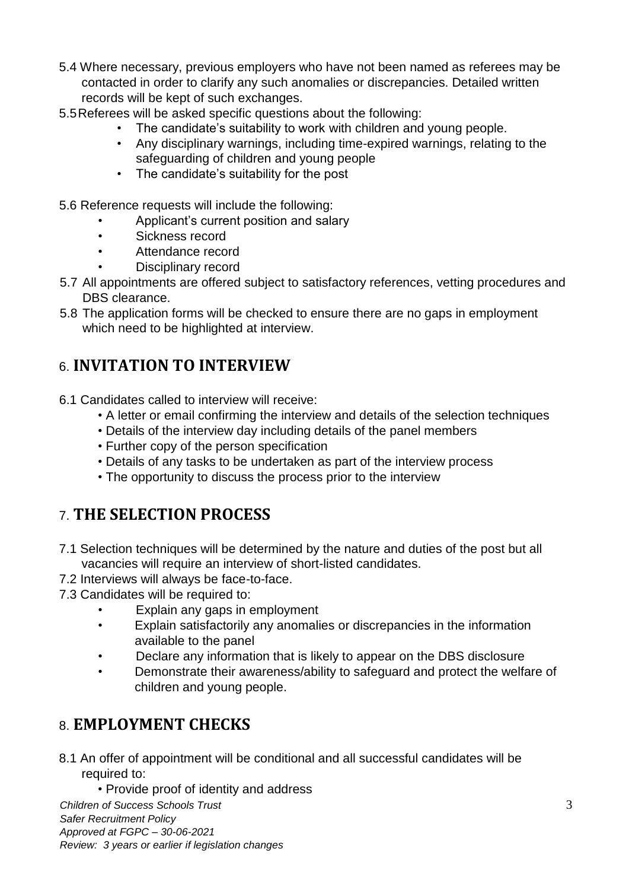5.4 Where necessary, previous employers who have not been named as referees may be contacted in order to clarify any such anomalies or discrepancies. Detailed written records will be kept of such exchanges.

5.5 Referees will be asked specific questions about the following:

- The candidate's suitability to work with children and young people.
- Any disciplinary warnings, including time-expired warnings, relating to the safeguarding of children and young people
- The candidate's suitability for the post

5.6 Reference requests will include the following:

- Applicant's current position and salary
- Sickness record
- Attendance record
- Disciplinary record

5.7 All appointments are offered subject to satisfactory references, vetting procedures and DBS clearance.

5.8 The application forms will be checked to ensure there are no gaps in employment which need to be highlighted at interview.

## 6. INVITATION TO INTERVIEW

6.1 Candidates called to interview will receive:

- A letter or email confirming the interview and details of the selection techniques
- Details of the interview day including details of the panel members
- Further copy of the person specification
- Details of any tasks to be undertaken as part of the interview process
- The opportunity to discuss the process prior to the interview

## 7. THE SELECTION PROCESS

7.1 Selection techniques will be determined by the nature and duties of the post but all vacancies will require an interview of short-listed candidates.

7.2 Interviews will always be face-to-face.

7.3 Candidates will be required to:

- Explain any gaps in employment
- Explain satisfactorily any anomalies or discrepancies in the information available to the panel
- Declare any information that is likely to appear on the DBS disclosure
- Demonstrate their awareness/ability to safeguard and protect the welfare of children and young people.

## 8. EMPLOYMENT CHECKS

8.1 An offer of appointment will be conditional and all successful candidates will be required to:

- Provide proof of identity and address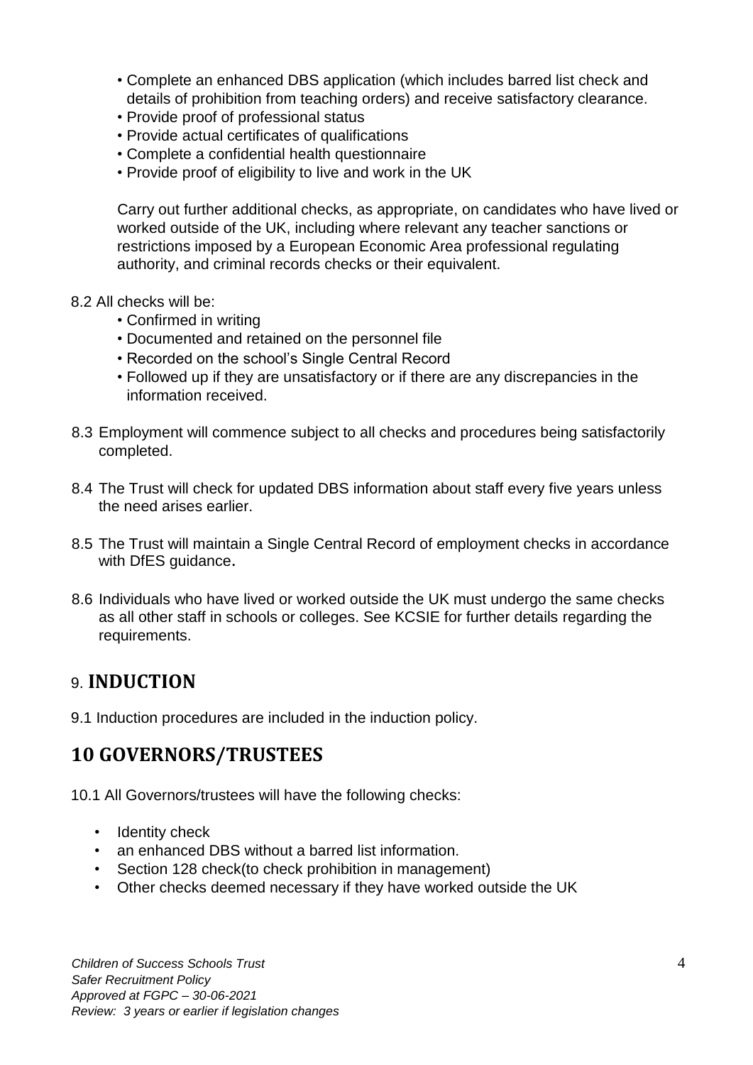- Complete an enhanced DBS application (which includes barred list check and details of prohibition from teaching orders) and receive satisfactory clearance.
- Provide proof of professional status
- Provide actual certificates of qualifications
- Complete a confidential health questionnaire
- Provide proof of eligibility to live and work in the UK

Carry out further additional checks, as appropriate, on candidates who have lived or worked outside of the UK, including where relevant any teacher sanctions or restrictions imposed by a European Economic Area professional regulating authority, and criminal records checks or their equivalent.

8.2 All checks will be:

- Confirmed in writing
- Documented and retained on the personnel file
- Recorded on the school's Single Central Record
- Followed up if they are unsatisfactory or if there are any discrepancies in the information received.

8.3 Employment will commence subject to all checks and procedures being satisfactorily completed.

8.4 The Trust will check for updated DBS information about staff every five years unless the need arises earlier.

8.5 The Trust will maintain a Single Central Record of employment checks in accordance with DfES guidance.

8.6 Individuals who have lived or worked outside the UK must undergo the same checks as all other staff in schools or colleges. See KCSIE for further details regarding the requirements.

## 9. INDUCTION

9.1 Induction procedures are included in the induction policy.

## 10 GOVERNORS/TRUSTEES

10.1 All Governors/trustees will have the following checks:

- Identity check
- an enhanced DBS without a barred list information.
- Section 128 check(to check prohibition in management)
- Other checks deemed necessary if they have worked outside the UK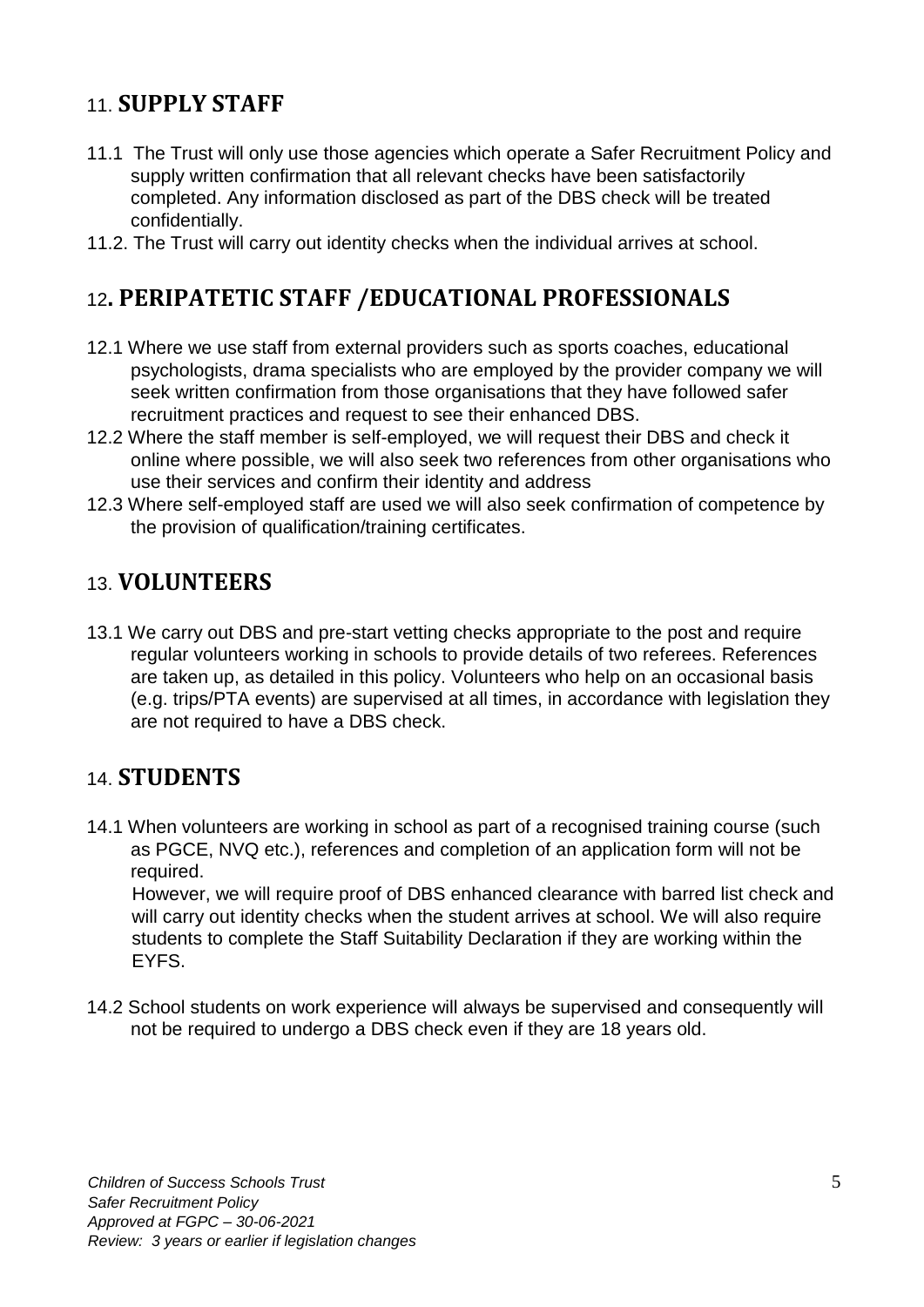## 11. SUPPLY STAFF

11.1 The Trust will only use those agencies which operate a Safer Recruitment Policy and supply written confirmation that all relevant checks have been satisfactorily completed. Any information disclosed as part of the DBS check will be treated confidentially.

11.2. The Trust will carry out identity checks when the individual arrives at school.

## 12. PERIPATETIC STAFF /EDUCATIONAL PROFESSIONALS

12.1 Where we use staff from external providers such as sports coaches, educational psychologists, drama specialists who are employed by the provider company we will seek written confirmation from those organisations that they have followed safer recruitment practices and request to see their enhanced DBS.

12.2 Where the staff member is self-employed, we will request their DBS and check it online where possible, we will also seek two references from other organisations who use their services and confirm their identity and address

12.3 Where self-employed staff are used we will also seek confirmation of competence by the provision of qualification/training certificates.

## 13. VOLUNTEERS

13.1 We carry out DBS and pre-start vetting checks appropriate to the post and require regular volunteers working in schools to provide details of two referees. References are taken up, as detailed in this policy. Volunteers who help on an occasional basis (e.g. trips/PTA events) are supervised at all times, in accordance with legislation they are not required to have a DBS check.

## 14. STUDENTS

14.1 When volunteers are working in school as part of a recognised training course (such as PGCE, NVQ etc.), references and completion of an application form will not be required.

However, we will require proof of DBS enhanced clearance with barred list check and will carry out identity checks when the student arrives at school. We will also require students to complete the Staff Suitability Declaration if they are working within the EYFS.

14.2 School students on work experience will always be supervised and consequently will not be required to undergo a DBS check even if they are 18 years old.